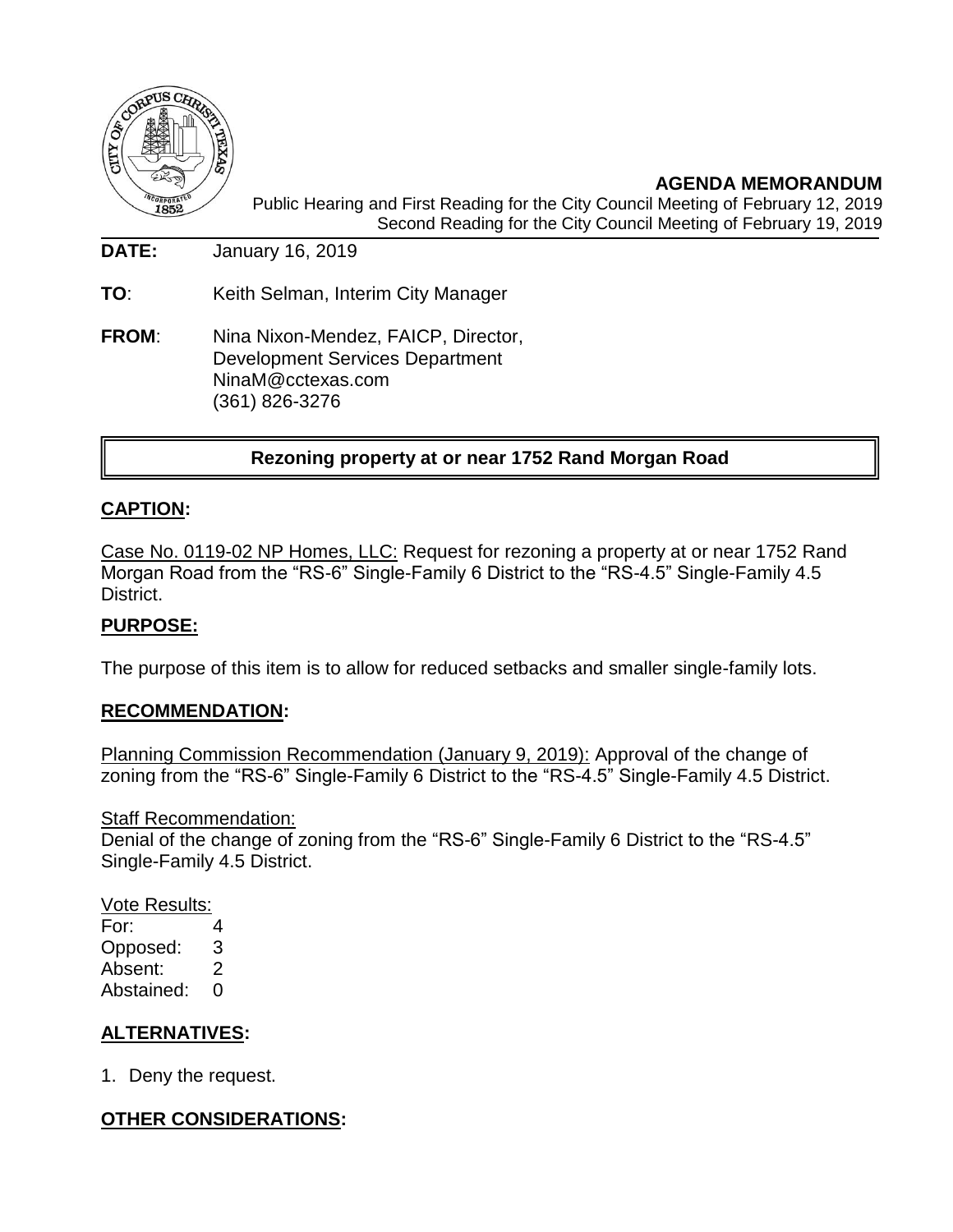**AGENDA MEMORANDUM**

Public Hearing and First Reading for the City Council Meeting of February 12, 2019
Second Reading for the City Council Meeting of February 19, 2019

**DATE:** January 16, 2019

**TO**: Keith Selman, Interim City Manager

**FROM**: Nina Nixon-Mendez, FAICP, Director,
Development Services Department
NinaM@cctexas.com
(361) 826-3276

**Rezoning property at or near 1752 Rand Morgan Road**

## CAPTION:

Case No. 0119-02 NP Homes, LLC: Request for rezoning a property at or near 1752 Rand Morgan Road from the "RS-6" Single-Family 6 District to the "RS-4.5" Single-Family 4.5 District.

## PURPOSE:

The purpose of this item is to allow for reduced setbacks and smaller single-family lots.

## RECOMMENDATION:

Planning Commission Recommendation (January 9, 2019): Approval of the change of zoning from the "RS-6" Single-Family 6 District to the "RS-4.5" Single-Family 4.5 District.

Staff Recommendation:
Denial of the change of zoning from the "RS-6" Single-Family 6 District to the "RS-4.5" Single-Family 4.5 District.

Vote Results:

| | |
|---|---|
| For: | 4 |
| Opposed: | 3 |
| Absent: | 2 |
| Abstained: | 0 |

## ALTERNATIVES:

1. Deny the request.

## OTHER CONSIDERATIONS: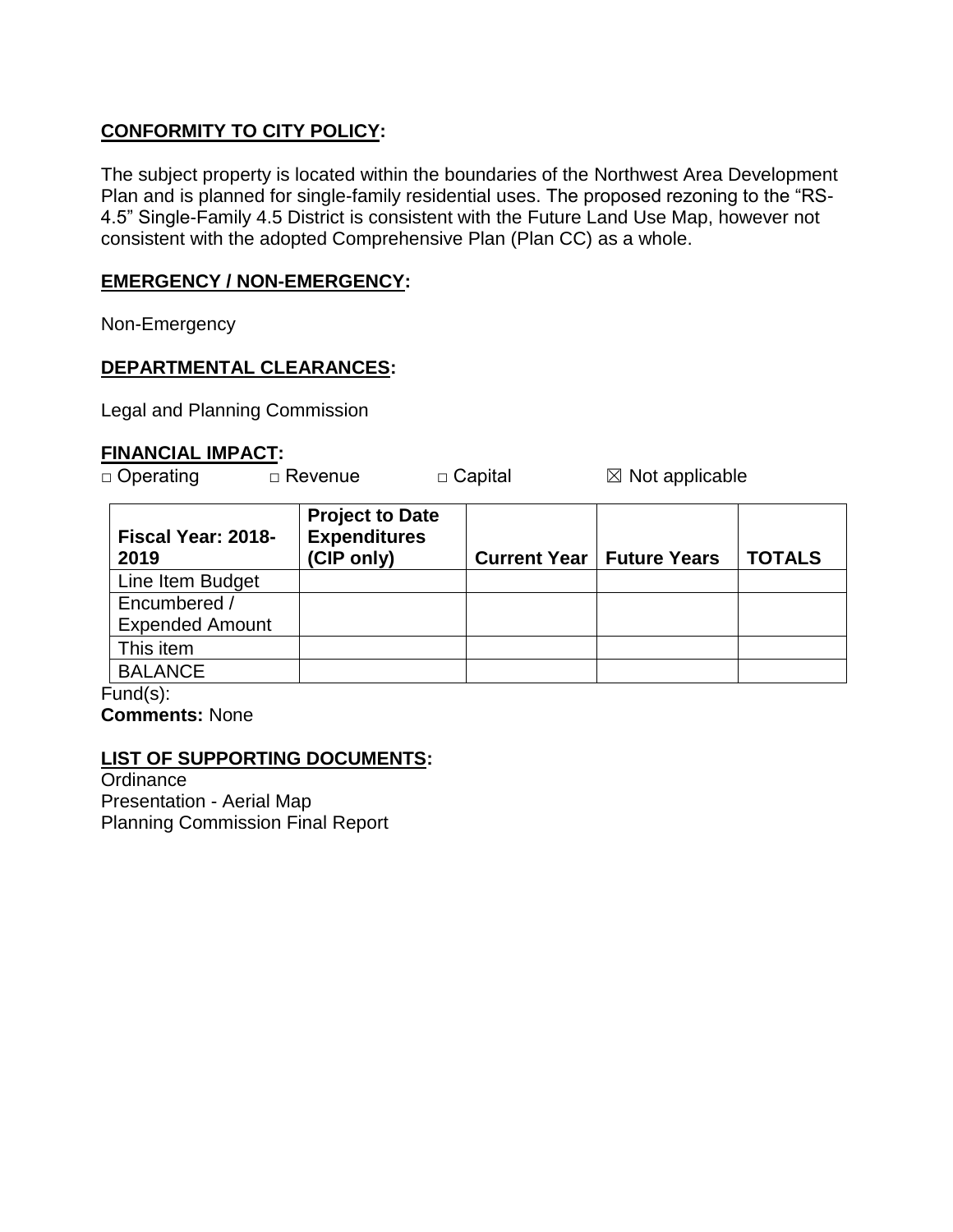**CONFORMITY TO CITY POLICY:**

The subject property is located within the boundaries of the Northwest Area Development Plan and is planned for single-family residential uses. The proposed rezoning to the "RS-4.5" Single-Family 4.5 District is consistent with the Future Land Use Map, however not consistent with the adopted Comprehensive Plan (Plan CC) as a whole.

**EMERGENCY / NON-EMERGENCY:**

Non-Emergency

**DEPARTMENTAL CLEARANCES:**

Legal and Planning Commission

**FINANCIAL IMPACT:**

□ Operating □ Revenue □ Capital ☒ Not applicable

| Fiscal Year: 2018-2019 | Project to Date Expenditures (CIP only) | Current Year | Future Years | TOTALS |
|---|---|---|---|---|
| Line Item Budget | | | | |
| Encumbered / Expended Amount | | | | |
| This item | | | | |
| BALANCE | | | | |

Fund(s):

**Comments:** None

**LIST OF SUPPORTING DOCUMENTS:**

Ordinance
Presentation - Aerial Map
Planning Commission Final Report